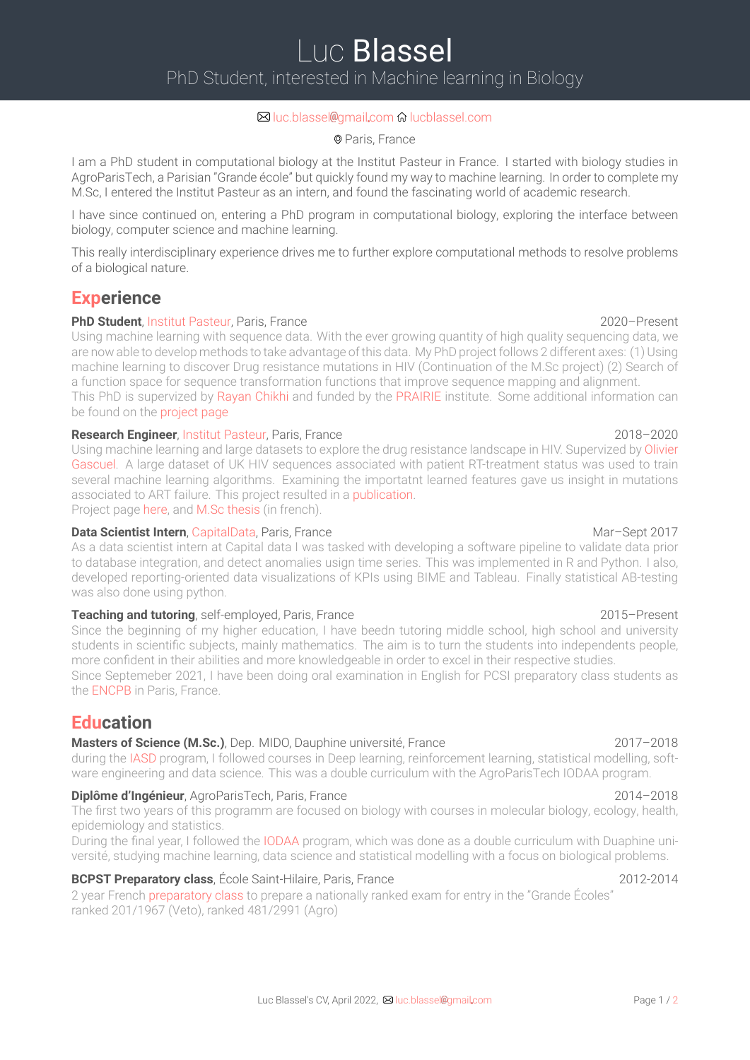# Luc **Blassel**

PhD Student, interested in Machine learning in Biology

✉ luc.blassel@gmail.com ⌂ lucblassel.com

Paris, France

I am a PhD student in computational biology at the Institut Pasteur in France. I started with biology studies in AgroParisTech, a Parisian "Grande école" but quickly found my way to machine learning. In order to complete my M.Sc, I entered the Institut Pasteur as an intern, and found the fascinating world of academic research.

I have since continued on, entering a PhD program in computational biology, exploring the interface between biology, computer science and machine learning.

This really interdisciplinary experience drives me to further explore computational methods to resolve problems of a biological nature.

## Experience

**PhD Student**, Institut Pasteur, Paris, France — 2020–Present

Using machine learning with sequence data. With the ever growing quantity of high quality sequencing data, we are now able to develop methods to take advantage of this data. My PhD project follows 2 different axes: (1) Using machine learning to discover Drug resistance mutations in HIV (Continuation of the M.Sc project) (2) Search of a function space for sequence transformation functions that improve sequence mapping and alignment.
This PhD is supervized by Rayan Chikhi and funded by the PRAIRIE institute. Some additional information can be found on the project page

**Research Engineer**, Institut Pasteur, Paris, France — 2018–2020

Using machine learning and large datasets to explore the drug resistance landscape in HIV. Supervized by Olivier Gascuel. A large dataset of UK HIV sequences associated with patient RT-treatment status was used to train several machine learning algorithms. Examining the importatnt learned features gave us insight in mutations associated to ART failure. This project resulted in a publication.
Project page here, and M.Sc thesis (in french).

**Data Scientist Intern**, CapitalData, Paris, France — Mar–Sept 2017

As a data scientist intern at Capital data I was tasked with developing a software pipeline to validate data prior to database integration, and detect anomalies usign time series. This was implemented in R and Python. I also, developed reporting-oriented data visualizations of KPIs using BIME and Tableau. Finally statistical AB-testing was also done using python.

**Teaching and tutoring**, self-employed, Paris, France — 2015–Present

Since the beginning of my higher education, I have beedn tutoring middle school, high school and university students in scientific subjects, mainly mathematics. The aim is to turn the students into independents people, more confident in their abilities and more knowledgeable in order to excel in their respective studies.
Since Septemeber 2021, I have been doing oral examination in English for PCSI preparatory class students as the ENCPB in Paris, France.

## Education

**Masters of Science (M.Sc.)**, Dep. MIDO, Dauphine université, France — 2017–2018

during the IASD program, I followed courses in Deep learning, reinforcement learning, statistical modelling, software engineering and data science. This was a double curriculum with the AgroParisTech IODAA program.

**Diplôme d'Ingénieur**, AgroParisTech, Paris, France — 2014–2018

The first two years of this programm are focused on biology with courses in molecular biology, ecology, health, epidemiology and statistics.
During the final year, I followed the IODAA program, which was done as a double curriculum with Duaphine université, studying machine learning, data science and statistical modelling with a focus on biological problems.

**BCPST Preparatory class**, École Saint-Hilaire, Paris, France — 2012-2014

2 year French preparatory class to prepare a nationally ranked exam for entry in the "Grande Écoles"
ranked 201/1967 (Veto), ranked 481/2991 (Agro)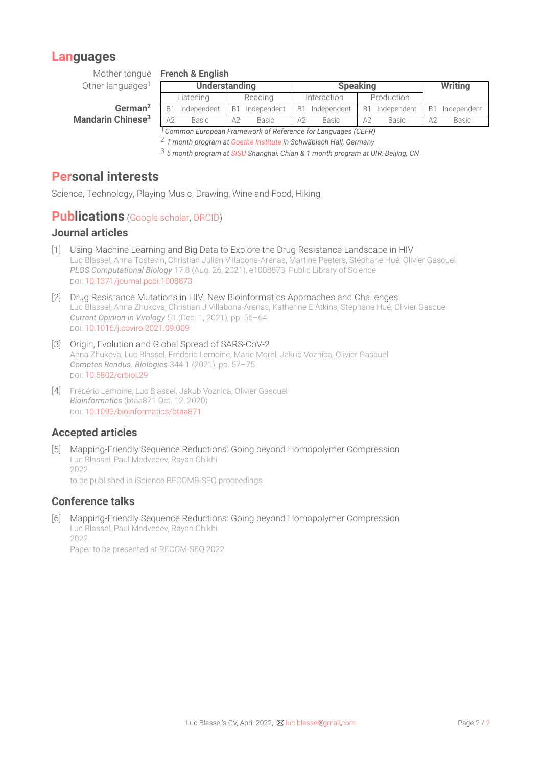## Languages

Mother tongue **French & English**

Other languages[1]

| | Understanding | | Speaking | | Writing |
|---|---|---|---|---|---|
| | Listening | Reading | Interaction | Production | |
| **German[2]** | B1 Independent | B1 Independent | B1 Independent | B1 Independent | B1 Independent |
| **Mandarin Chinese[3]** | A2 Basic | A2 Basic | A2 Basic | A2 Basic | A2 Basic |

[1] *Common European Framework of Reference for Languages (CEFR)*

[2] *1 month program at Goethe Institute in Schwäbisch Hall, Germany*

[3] *5 month program at SISU Shanghai, Chian & 1 month program at UIR, Beijing, CN*

## Personal interests

Science, Technology, Playing Music, Drawing, Wine and Food, Hiking

## Publications (Google scholar, ORCID)

### Journal articles

[1] Using Machine Learning and Big Data to Explore the Drug Resistance Landscape in HIV
Luc Blassel, Anna Tostevin, Christian Julian Villabona-Arenas, Martine Peeters, Stéphane Hué, Olivier Gascuel
*PLOS Computational Biology* 17.8 (Aug. 26, 2021), e1008873, Public Library of Science
DOI: 10.1371/journal.pcbi.1008873

[2] Drug Resistance Mutations in HIV: New Bioinformatics Approaches and Challenges
Luc Blassel, Anna Zhukova, Christian J Villabona-Arenas, Katherine E Atkins, Stéphane Hué, Olivier Gascuel
*Current Opinion in Virology* 51 (Dec. 1, 2021), pp. 56–64
DOI: 10.1016/j.coviro.2021.09.009

[3] Origin, Evolution and Global Spread of SARS-CoV-2
Anna Zhukova, Luc Blassel, Frédéric Lemoine, Marie Morel, Jakub Voznica, Olivier Gascuel
*Comptes Rendus. Biologies* 344.1 (2021), pp. 57–75
DOI: 10.5802/crbiol.29

[4] Frédéric Lemoine, Luc Blassel, Jakub Voznica, Olivier Gascuel
*Bioinformatics* (btaa871 Oct. 12, 2020)
DOI: 10.1093/bioinformatics/btaa871

### Accepted articles

[5] Mapping-Friendly Sequence Reductions: Going beyond Homopolymer Compression
Luc Blassel, Paul Medvedev, Rayan Chikhi
2022
to be published in iScience RECOMB-SEQ proceedings

### Conference talks

[6] Mapping-Friendly Sequence Reductions: Going beyond Homopolymer Compression
Luc Blassel, Paul Medvedev, Rayan Chikhi
2022
Paper to be presented at RECOM-SEQ 2022